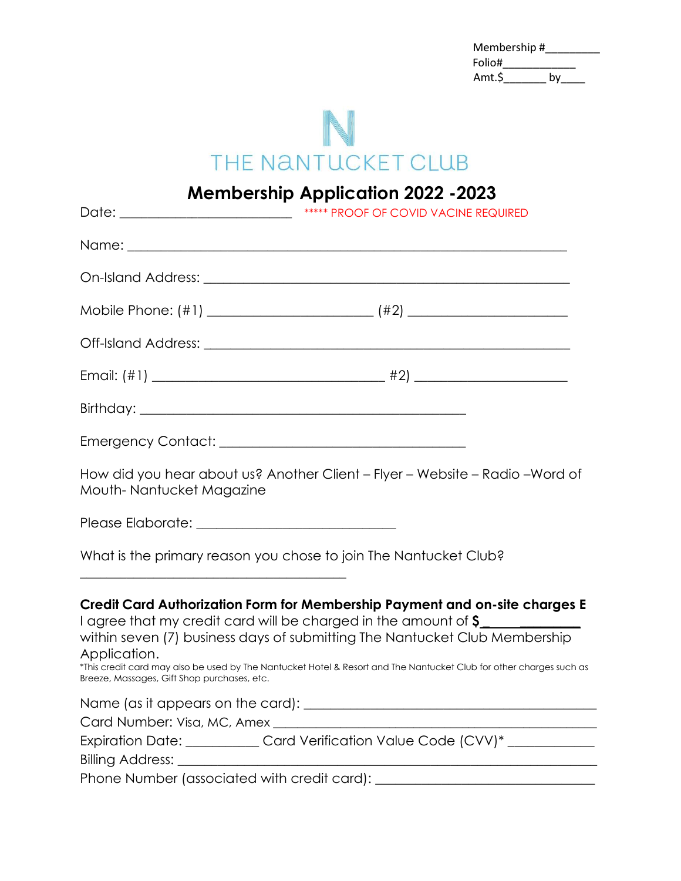Membership #_________
Folio#____________
Amt.$_______ by____

N

THE NANTUCKET CLUB

# Membership Application 2022 -2023

Date: _________________________ ***** PROOF OF COVID VACINE REQUIRED

Name: ______________________________________________________________

On-Island Address: ____________________________________________________

Mobile Phone: (#1) _______________________ (#2) ______________________

Off-Island Address: ____________________________________________________

Email: (#1) ________________________________ #2) ______________________

Birthday: ______________________________________________

Emergency Contact: ____________________________________

How did you hear about us? Another Client – Flyer – Website – Radio –Word of Mouth- Nantucket Magazine

Please Elaborate: ______________________________

What is the primary reason you chose to join The Nantucket Club?

________________________________________

**Credit Card Authorization Form for Membership Payment and on-site charges E**

I agree that my credit card will be charged in the amount of **$_____ _________** within seven (7) business days of submitting The Nantucket Club Membership Application.

*This credit card may also be used by The Nantucket Hotel & Resort and The Nantucket Club for other charges such as Breeze, Massages, Gift Shop purchases, etc.

Name (as it appears on the card): ________________________________________

Card Number: Visa, MC, Amex ___________________________________________

Expiration Date: __________ Card Verification Value Code (CVV)* ____________

Billing Address: _________________________________________________________

Phone Number (associated with credit card): _________________________________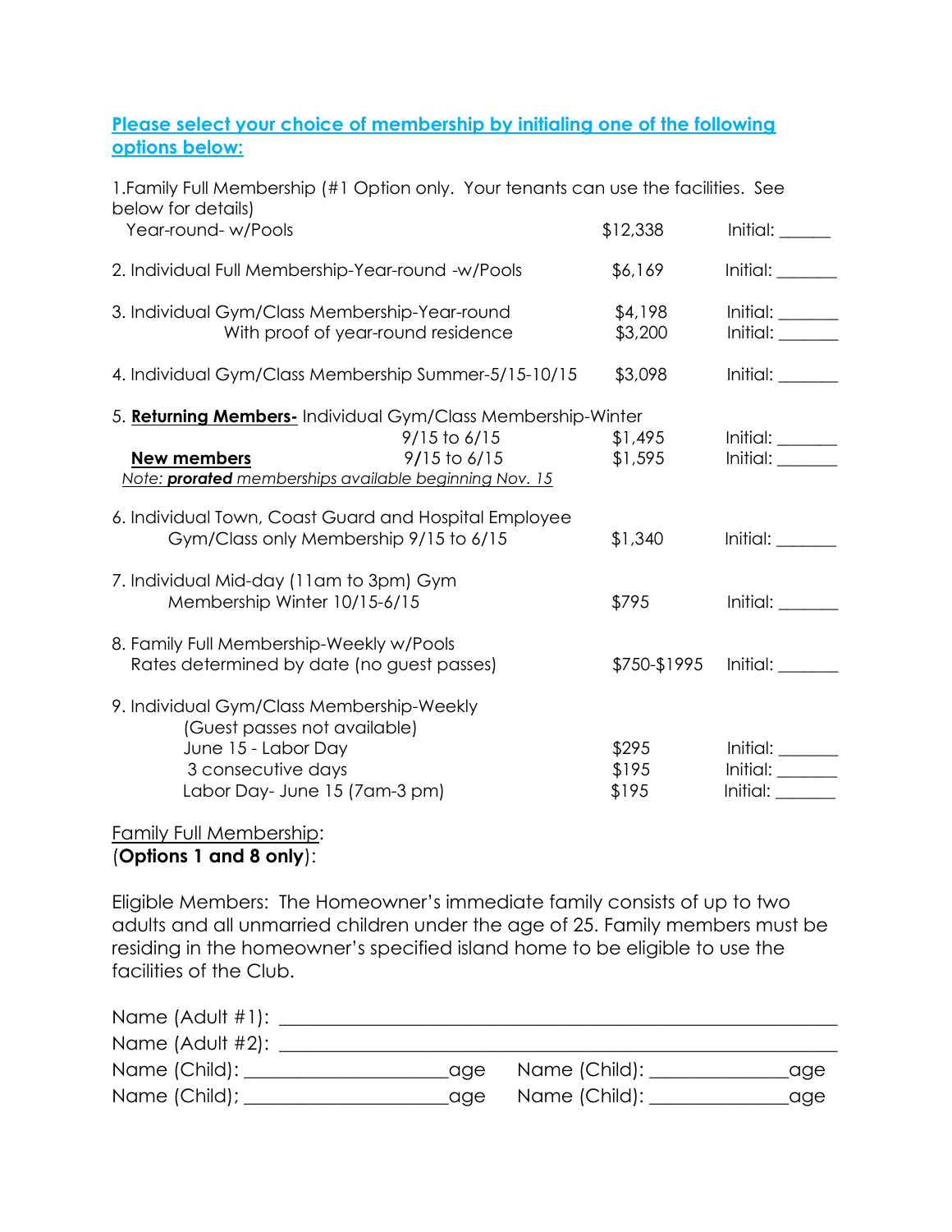**Please select your choice of membership by initialing one of the following options below:**

1.Family Full Membership (#1 Option only. Your tenants can use the facilities. See below for details)

| | | |
|---|---|---|
| Year-round- w/Pools | $12,338 | Initial: ______ |
| 2. Individual Full Membership-Year-round -w/Pools | $6,169 | Initial: _______ |
| 3. Individual Gym/Class Membership-Year-round | $4,198 | Initial: _______ |
| With proof of year-round residence | $3,200 | Initial: _______ |
| 4. Individual Gym/Class Membership Summer-5/15-10/15 | $3,098 | Initial: _______ |
| 5. **Returning Members-** Individual Gym/Class Membership-Winter 9/15 to 6/15 | $1,495 | Initial: _______ |
| **New members** 9/15 to 6/15 | $1,595 | Initial: _______ |
| *Note: **prorated** memberships available beginning Nov. 15* | | |
| 6. Individual Town, Coast Guard and Hospital Employee Gym/Class only Membership 9/15 to 6/15 | $1,340 | Initial: _______ |
| 7. Individual Mid-day (11am to 3pm) Gym Membership Winter 10/15-6/15 | $795 | Initial: _______ |
| 8. Family Full Membership-Weekly w/Pools Rates determined by date (no guest passes) | $750-$1995 | Initial: _______ |
| 9. Individual Gym/Class Membership-Weekly (Guest passes not available) | | |
| June 15 - Labor Day | $295 | Initial: _______ |
| 3 consecutive days | $195 | Initial: _______ |
| Labor Day- June 15 (7am-3 pm) | $195 | Initial: _______ |

Family Full Membership:
(**Options 1 and 8 only**):

Eligible Members: The Homeowner's immediate family consists of up to two adults and all unmarried children under the age of 25. Family members must be residing in the homeowner's specified island home to be eligible to use the facilities of the Club.

Name (Adult #1): ____________________________________________

Name (Adult #2): ____________________________________________

Name (Child): ____________________age Name (Child): ______________age

Name (Child); ____________________age Name (Child): ______________age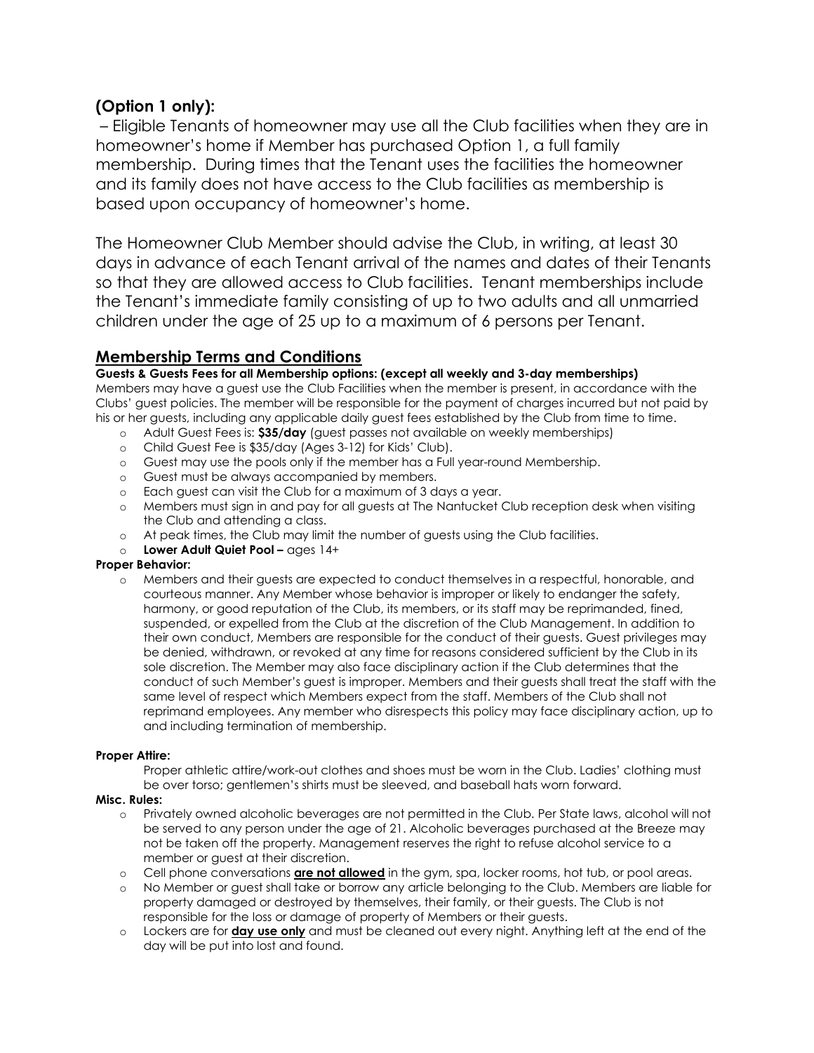## (Option 1 only):

– Eligible Tenants of homeowner may use all the Club facilities when they are in homeowner's home if Member has purchased Option 1, a full family membership. During times that the Tenant uses the facilities the homeowner and its family does not have access to the Club facilities as membership is based upon occupancy of homeowner's home.

The Homeowner Club Member should advise the Club, in writing, at least 30 days in advance of each Tenant arrival of the names and dates of their Tenants so that they are allowed access to Club facilities. Tenant memberships include the Tenant's immediate family consisting of up to two adults and all unmarried children under the age of 25 up to a maximum of 6 persons per Tenant.

## Membership Terms and Conditions

**Guests & Guests Fees for all Membership options: (except all weekly and 3-day memberships)**

Members may have a guest use the Club Facilities when the member is present, in accordance with the Clubs' guest policies. The member will be responsible for the payment of charges incurred but not paid by his or her guests, including any applicable daily guest fees established by the Club from time to time.

- Adult Guest Fees is: **$35/day** (guest passes not available on weekly memberships)
- Child Guest Fee is $35/day (Ages 3-12) for Kids' Club).
- Guest may use the pools only if the member has a Full year-round Membership.
- Guest must be always accompanied by members.
- Each guest can visit the Club for a maximum of 3 days a year.
- Members must sign in and pay for all guests at The Nantucket Club reception desk when visiting the Club and attending a class.
- At peak times, the Club may limit the number of guests using the Club facilities.
- **Lower Adult Quiet Pool –** ages 14+

**Proper Behavior:**

- Members and their guests are expected to conduct themselves in a respectful, honorable, and courteous manner. Any Member whose behavior is improper or likely to endanger the safety, harmony, or good reputation of the Club, its members, or its staff may be reprimanded, fined, suspended, or expelled from the Club at the discretion of the Club Management. In addition to their own conduct, Members are responsible for the conduct of their guests. Guest privileges may be denied, withdrawn, or revoked at any time for reasons considered sufficient by the Club in its sole discretion. The Member may also face disciplinary action if the Club determines that the conduct of such Member's guest is improper. Members and their guests shall treat the staff with the same level of respect which Members expect from the staff. Members of the Club shall not reprimand employees. Any member who disrespects this policy may face disciplinary action, up to and including termination of membership.

**Proper Attire:**

Proper athletic attire/work-out clothes and shoes must be worn in the Club. Ladies' clothing must be over torso; gentlemen's shirts must be sleeved, and baseball hats worn forward.

**Misc. Rules:**

- Privately owned alcoholic beverages are not permitted in the Club. Per State laws, alcohol will not be served to any person under the age of 21. Alcoholic beverages purchased at the Breeze may not be taken off the property. Management reserves the right to refuse alcohol service to a member or guest at their discretion.
- Cell phone conversations **are not allowed** in the gym, spa, locker rooms, hot tub, or pool areas.
- No Member or guest shall take or borrow any article belonging to the Club. Members are liable for property damaged or destroyed by themselves, their family, or their guests. The Club is not responsible for the loss or damage of property of Members or their guests.
- Lockers are for **day use only** and must be cleaned out every night. Anything left at the end of the day will be put into lost and found.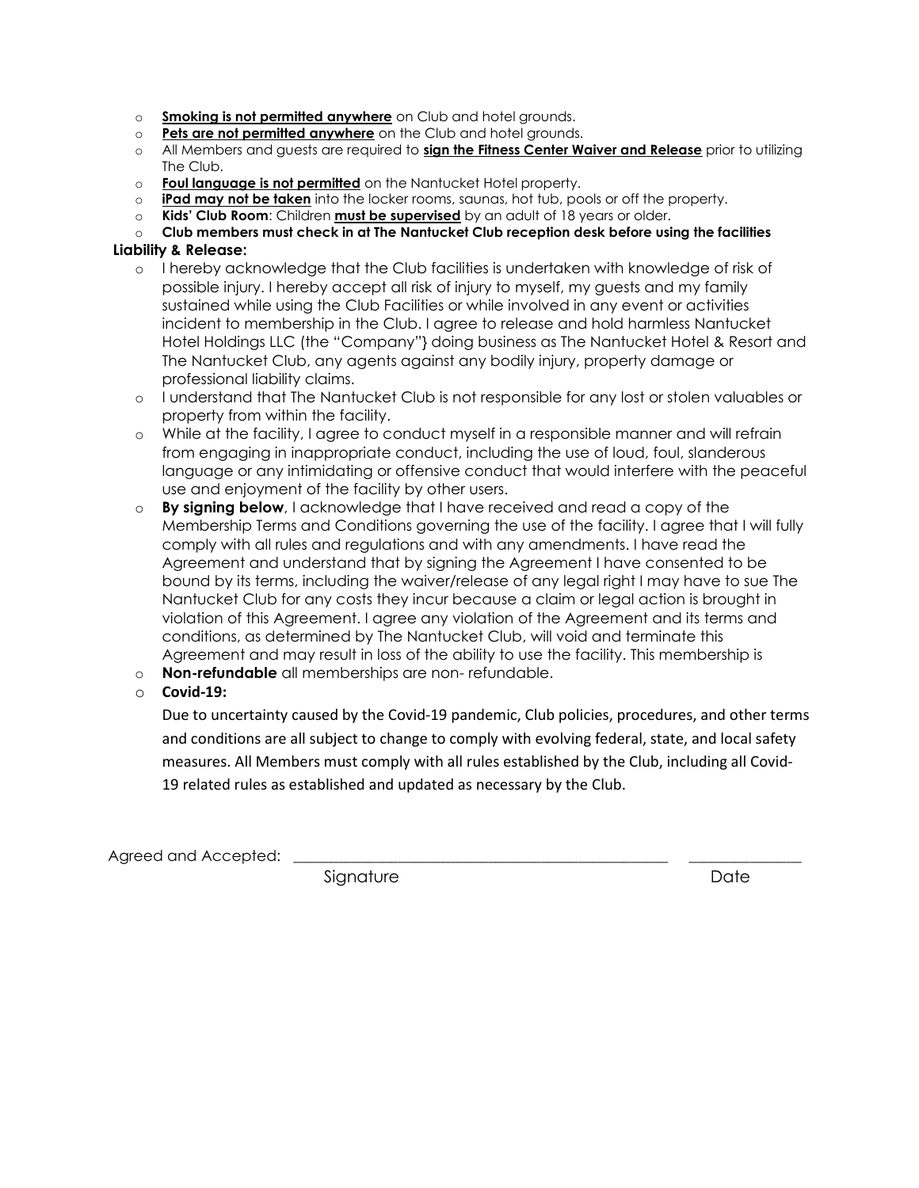- **Smoking is not permitted anywhere** on Club and hotel grounds.
- **Pets are not permitted anywhere** on the Club and hotel grounds.
- All Members and guests are required to **sign the Fitness Center Waiver and Release** prior to utilizing The Club.
- **Foul language is not permitted** on the Nantucket Hotel property.
- **iPad may not be taken** into the locker rooms, saunas, hot tub, pools or off the property.
- **Kids' Club Room**: Children **must be supervised** by an adult of 18 years or older.
- **Club members must check in at The Nantucket Club reception desk before using the facilities**

**Liability & Release:**

- I hereby acknowledge that the Club facilities is undertaken with knowledge of risk of possible injury. I hereby accept all risk of injury to myself, my guests and my family sustained while using the Club Facilities or while involved in any event or activities incident to membership in the Club. I agree to release and hold harmless Nantucket Hotel Holdings LLC (the "Company"} doing business as The Nantucket Hotel & Resort and The Nantucket Club, any agents against any bodily injury, property damage or professional liability claims.
- I understand that The Nantucket Club is not responsible for any lost or stolen valuables or property from within the facility.
- While at the facility, I agree to conduct myself in a responsible manner and will refrain from engaging in inappropriate conduct, including the use of loud, foul, slanderous language or any intimidating or offensive conduct that would interfere with the peaceful use and enjoyment of the facility by other users.
- **By signing below**, I acknowledge that I have received and read a copy of the Membership Terms and Conditions governing the use of the facility. I agree that I will fully comply with all rules and regulations and with any amendments. I have read the Agreement and understand that by signing the Agreement I have consented to be bound by its terms, including the waiver/release of any legal right I may have to sue The Nantucket Club for any costs they incur because a claim or legal action is brought in violation of this Agreement. I agree any violation of the Agreement and its terms and conditions, as determined by The Nantucket Club, will void and terminate this Agreement and may result in loss of the ability to use the facility. This membership is
- **Non-refundable** all memberships are non- refundable.
- **Covid-19:**

  Due to uncertainty caused by the Covid-19 pandemic, Club policies, procedures, and other terms and conditions are all subject to change to comply with evolving federal, state, and local safety measures. All Members must comply with all rules established by the Club, including all Covid-19 related rules as established and updated as necessary by the Club.

Agreed and Accepted: ________________________________________ ______________

Signature Date